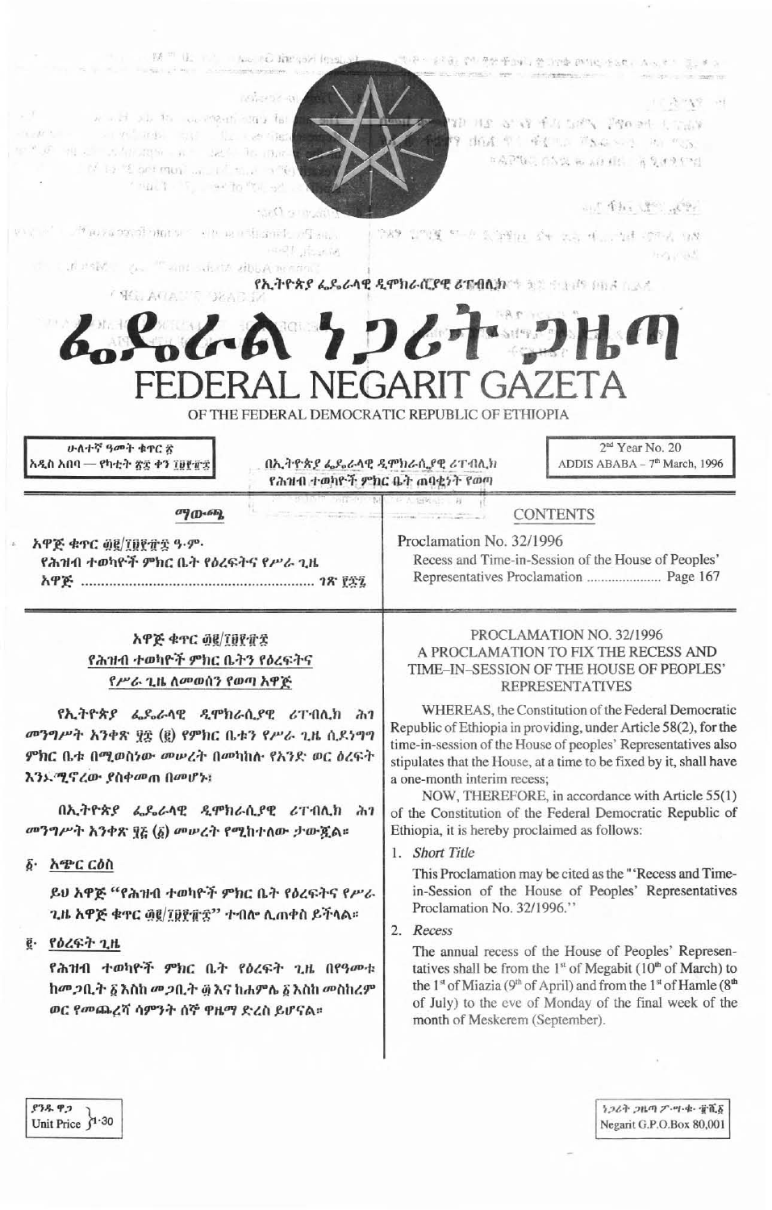የኢትዮጵያ ፌዴራላዊ ዲሞክራሲያዊ ሪፐብሊክ

# ፌዴራል ነጋሪት ጋዜጣ
# FEDERAL NEGARIT GAZETA
OF THE FEDERAL DEMOCRATIC REPUBLIC OF ETHIOPIA

ሁለተኛ ዓመት ቁጥር ፳
አዲስ አበባ — የካቲት ፳፰ ቀን ፲፱፻፹፰

በኢትዮጵያ ፌዴራላዊ ዲሞክራሲያዊ ሪፐብሊክ
የሕዝብ ተወካዮች ምክር ቤት ጠባቂነት የወጣ

2nd Year No. 20
ADDIS ABABA – 7th March, 1996

## ማውጫ

አዋጅ ቁጥር ፴፪/፲፱፻፹፰ ዓ.ም.
የሕዝብ ተወካዮች ምክር ቤት የዕረፍትና የሥራ ጊዜ አዋጅ ........................ ገጽ ፻፷፯

## CONTENTS

Proclamation No. 32/1996
Recess and Time-in-Session of the House of Peoples' Representatives Proclamation ..................... Page 167

## አዋጅ ቁጥር ፴፪/፲፱፻፹፰
## የሕዝብ ተወካዮች ምክር ቤትን የዕረፍትና የሥራ ጊዜ ለመወሰን የወጣ አዋጅ

የኢትዮጵያ ፌዴራላዊ ዲሞክራሲያዊ ሪፐብሊክ ሕገ መንግሥት አንቀጽ ፶፰ (፪) የምክር ቤቱን የሥራ ጊዜ ሲደነግግ ምክር ቤቱ በሚወስነው መሠረት በመካከሉ የአንድ ወር ዕረፍት እንደሚኖረው ያስቀመጠ በመሆኑ፤

በኢትዮጵያ ፌዴራላዊ ዲሞክራሲያዊ ሪፐብሊክ ሕገ መንግሥት አንቀጽ ፶፭ (፩) መሠረት የሚከተለው ታውጇል።

፩· **አጭር ርዕስ**

ይህ አዋጅ "የሕዝብ ተወካዮች ምክር ቤት የዕረፍትና የሥራ ጊዜ አዋጅ ቁጥር ፴፪/፲፱፻፹፰" ተብሎ ሊጠቀስ ይችላል።

፪· **የዕረፍት ጊዜ**

የሕዝብ ተወካዮች ምክር ቤት የዕረፍት ጊዜ በየዓመቱ ከመጋቢት ፩ እስከ መጋቢት ፴ እና ከሐምሌ ፩ እስከ መስከረም ወር የመጨረሻ ሳምንት ሰኞ ዋዜማ ድረስ ይሆናል።

## PROCLAMATION NO. 32/1996
## A PROCLAMATION TO FIX THE RECESS AND TIME-IN-SESSION OF THE HOUSE OF PEOPLES' REPRESENTATIVES

WHEREAS, the Constitution of the Federal Democratic Republic of Ethiopia in providing, under Article 58(2), for the time-in-session of the House of peoples' Representatives also stipulates that the House, at a time to be fixed by it, shall have a one-month interim recess;

NOW, THEREFORE, in accordance with Article 55(1) of the Constitution of the Federal Democratic Republic of Ethiopia, it is hereby proclaimed as follows:

1. *Short Title*

   This Proclamation may be cited as the "'Recess and Time-in-Session of the House of Peoples' Representatives Proclamation No. 32/1996."

2. *Recess*

   The annual recess of the House of Peoples' Representatives shall be from the 1st of Megabit (10th of March) to the 1st of Miazia (9th of April) and from the 1st of Hamle (8th of July) to the eve of Monday of the final week of the month of Meskerem (September).

ያንዱ ዋጋ
Unit Price 1·30

ነጋሪት ጋዜጣ ፖ·ሣ·ቁ· ፹ሺ፩
Negarit G.P.O.Box 80,001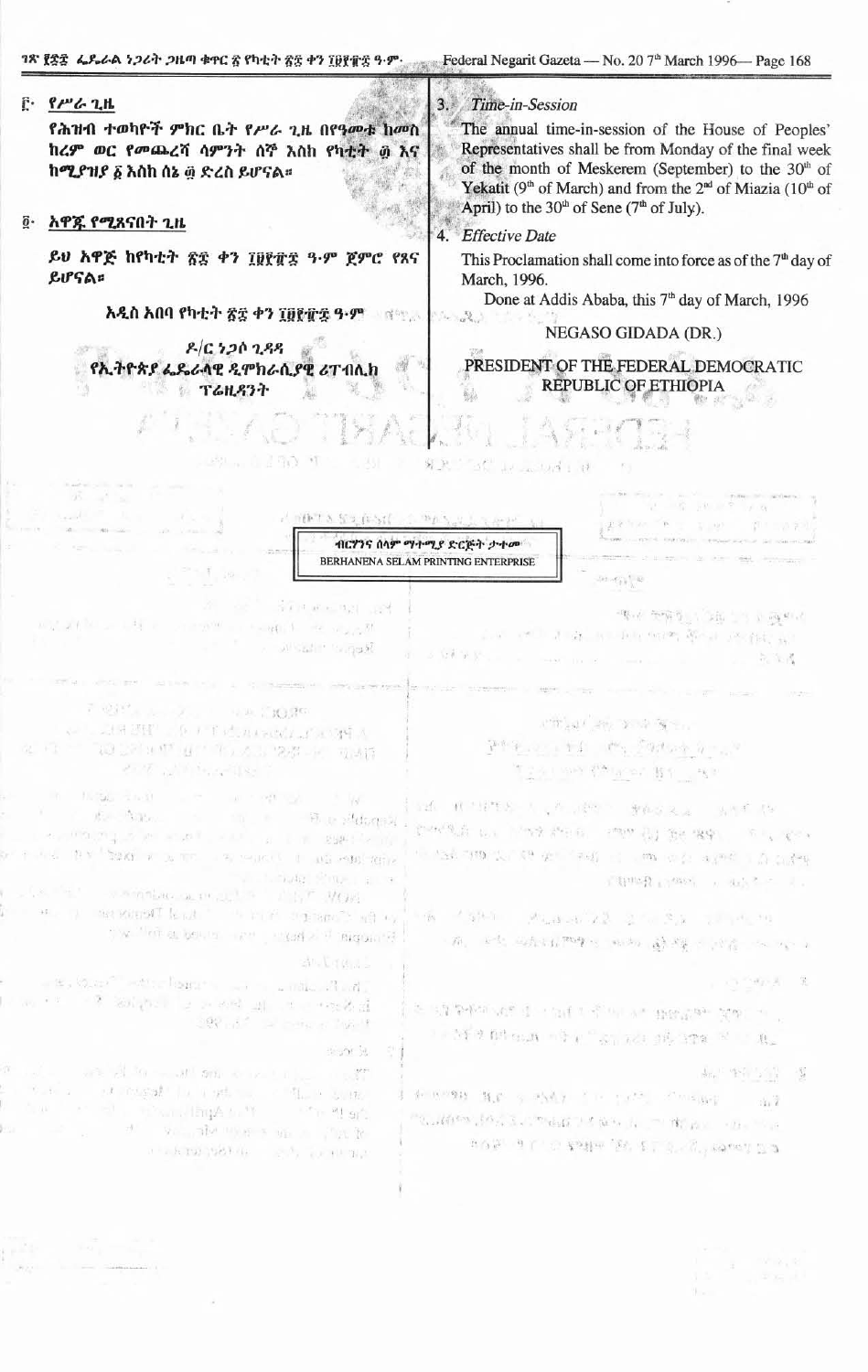፫· የሥራ ጊዜ

የሕዝብ ተወካዮች ምክር ቤት የሥራ ጊዜ በየዓመቱ ከመስከረም ወር የመጨረሻ ሳምንት ሰኞ እስከ የካቲት ፴ እና ከሚያዝያ ፪ እስከ ሰኔ ፴ ድረስ ይሆናል።

፬· አዋጁ የሚጸናበት ጊዜ

ይህ አዋጅ ከየካቲት ፳፰ ቀን ፲፱፻፹፰ ዓ·ም ጀምሮ የጸና ይሆናል።

አዲስ አበባ የካቲት ፳፰ ቀን ፲፱፻፹፰ ዓ·ም

ዶ/ር ነጋሶ ጊዳዳ

የኢትዮጵያ ፌዴራላዊ ዲሞክራሲያዊ ሪፐብሊክ ፕሬዚዳንት

3. *Time-in-Session*

The annual time-in-session of the House of Peoples' Representatives shall be from Monday of the final week of the month of Meskerem (September) to the 30th of Yekatit (9th of March) and from the 2nd of Miazia (10th of April) to the 30th of Sene (7th of July).

4. *Effective Date*

This Proclamation shall come into force as of the 7th day of March, 1996.

Done at Addis Ababa, this 7th day of March, 1996

NEGASO GIDADA (DR.)

PRESIDENT OF THE FEDERAL DEMOCRATIC REPUBLIC OF ETHIOPIA

ብርሃንና ሰላም ማተሚያ ድርጅት ታተመ
BERHANENA SELAM PRINTING ENTERPRISE